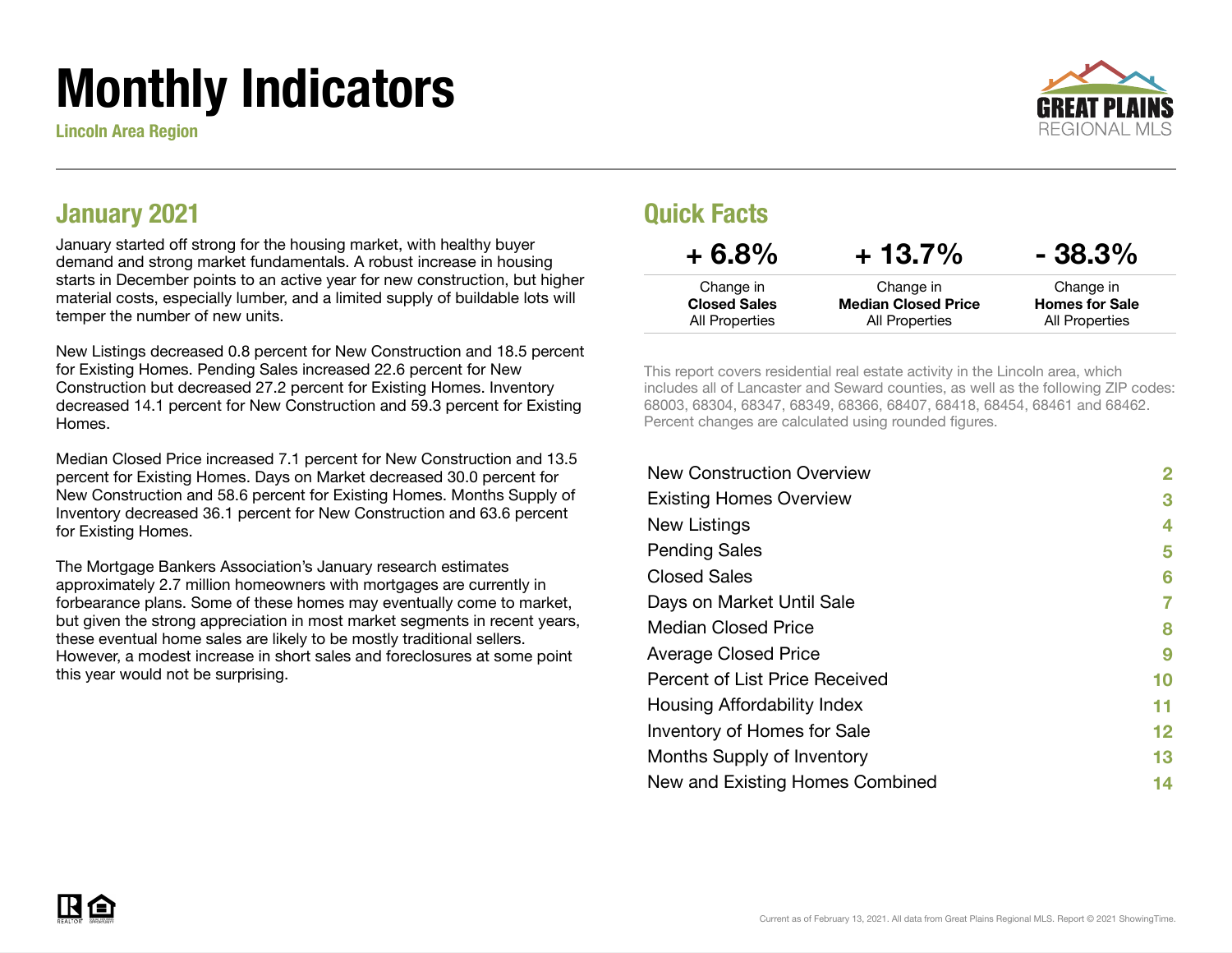# Monthly Indicators

**Lincoln Area Region**

## January 2021

January started off strong for the housing market, with healthy buyer demand and strong market fundamentals. A robust increase in housing starts in December points to an active year for new construction, but higher material costs, especially lumber, and a limited supply of buildable lots will temper the number of new units.

New Listings decreased 0.8 percent for New Construction and 18.5 percent for Existing Homes. Pending Sales increased 22.6 percent for New Construction but decreased 27.2 percent for Existing Homes. Inventory decreased 14.1 percent for New Construction and 59.3 percent for Existing Homes.

Median Closed Price increased 7.1 percent for New Construction and 13.5 percent for Existing Homes. Days on Market decreased 30.0 percent for New Construction and 58.6 percent for Existing Homes. Months Supply of Inventory decreased 36.1 percent for New Construction and 63.6 percent for Existing Homes.

The Mortgage Bankers Association's January research estimates approximately 2.7 million homeowners with mortgages are currently in forbearance plans. Some of these homes may eventually come to market, but given the strong appreciation in most market segments in recent years, these eventual home sales are likely to be mostly traditional sellers. However, a modest increase in short sales and foreclosures at some point this year would not be surprising.

## Quick Facts

| + 6.8% | + 13.7% | - 38.3% |
|---|---|---|
| Change in **Closed Sales** All Properties | Change in **Median Closed Price** All Properties | Change in **Homes for Sale** All Properties |

This report covers residential real estate activity in the Lincoln area, which includes all of Lancaster and Seward counties, as well as the following ZIP codes: 68003, 68304, 68347, 68349, 68366, 68407, 68418, 68454, 68461 and 68462. Percent changes are calculated using rounded figures.

| | |
|---|---|
| New Construction Overview | 2 |
| Existing Homes Overview | 3 |
| New Listings | 4 |
| Pending Sales | 5 |
| Closed Sales | 6 |
| Days on Market Until Sale | 7 |
| Median Closed Price | 8 |
| Average Closed Price | 9 |
| Percent of List Price Received | 10 |
| Housing Affordability Index | 11 |
| Inventory of Homes for Sale | 12 |
| Months Supply of Inventory | 13 |
| New and Existing Homes Combined | 14 |

Current as of February 13, 2021. All data from Great Plains Regional MLS. Report © 2021 ShowingTime.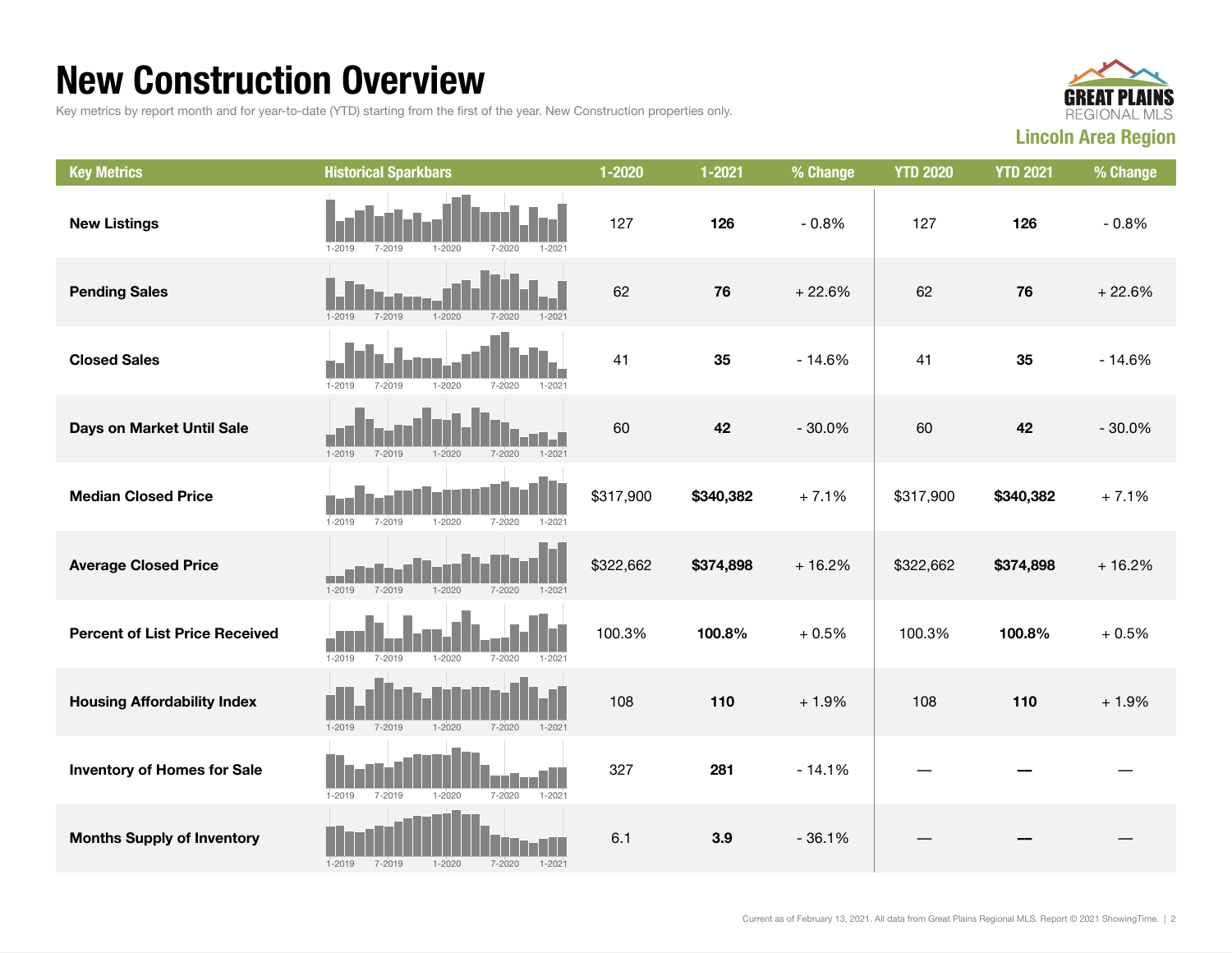# New Construction Overview

Key metrics by report month and for year-to-date (YTD) starting from the first of the year. New Construction properties only.

**Lincoln Area Region**

| Key Metrics | Historical Sparkbars | 1-2020 | 1-2021 | % Change | YTD 2020 | YTD 2021 | % Change |
|---|---|---|---|---|---|---|---|
| **New Listings** | 1-2019 7-2019 1-2020 7-2020 1-2021 | 127 | **126** | - 0.8% | 127 | **126** | - 0.8% |
| **Pending Sales** | 1-2019 7-2019 1-2020 7-2020 1-2021 | 62 | **76** | + 22.6% | 62 | **76** | + 22.6% |
| **Closed Sales** | 1-2019 7-2019 1-2020 7-2020 1-2021 | 41 | **35** | - 14.6% | 41 | **35** | - 14.6% |
| **Days on Market Until Sale** | 1-2019 7-2019 1-2020 7-2020 1-2021 | 60 | **42** | - 30.0% | 60 | **42** | - 30.0% |
| **Median Closed Price** | 1-2019 7-2019 1-2020 7-2020 1-2021 | $317,900 | **$340,382** | + 7.1% | $317,900 | **$340,382** | + 7.1% |
| **Average Closed Price** | 1-2019 7-2019 1-2020 7-2020 1-2021 | $322,662 | **$374,898** | + 16.2% | $322,662 | **$374,898** | + 16.2% |
| **Percent of List Price Received** | 1-2019 7-2019 1-2020 7-2020 1-2021 | 100.3% | **100.8%** | + 0.5% | 100.3% | **100.8%** | + 0.5% |
| **Housing Affordability Index** | 1-2019 7-2019 1-2020 7-2020 1-2021 | 108 | **110** | + 1.9% | 108 | **110** | + 1.9% |
| **Inventory of Homes for Sale** | 1-2019 7-2019 1-2020 7-2020 1-2021 | 327 | **281** | - 14.1% | — | **—** | — |
| **Months Supply of Inventory** | 1-2019 7-2019 1-2020 7-2020 1-2021 | 6.1 | **3.9** | - 36.1% | — | **—** | — |

Current as of February 13, 2021. All data from Great Plains Regional MLS. Report © 2021 ShowingTime.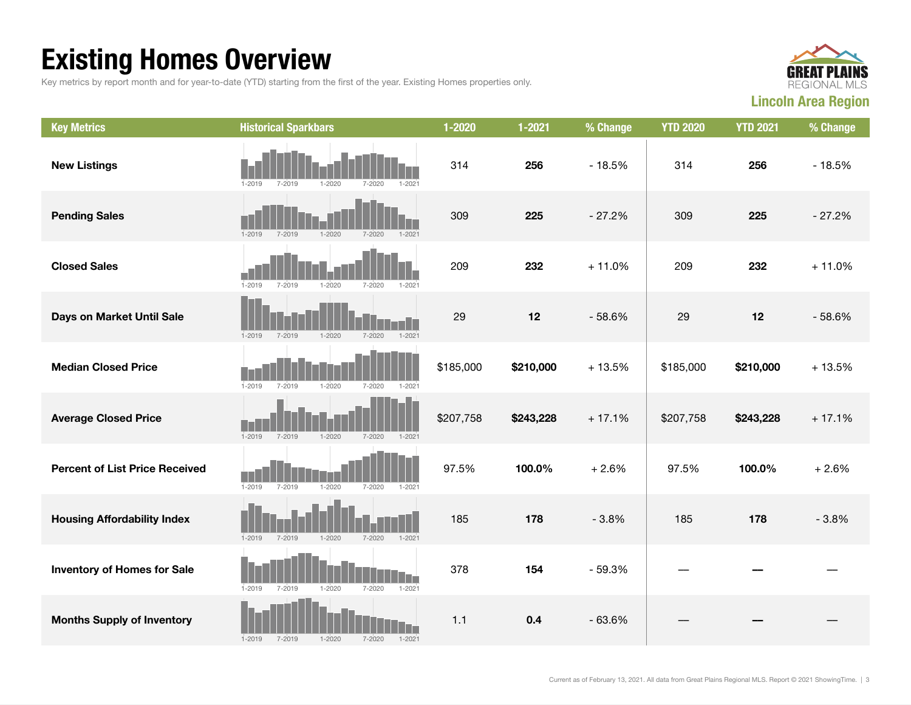# Existing Homes Overview

Key metrics by report month and for year-to-date (YTD) starting from the first of the year. Existing Homes properties only.

**Lincoln Area Region**

| Key Metrics | Historical Sparkbars | 1-2020 | 1-2021 | % Change | YTD 2020 | YTD 2021 | % Change |
|---|---|---|---|---|---|---|---|
| **New Listings** | 1-2019 7-2019 1-2020 7-2020 1-2021 | 314 | **256** | - 18.5% | 314 | **256** | - 18.5% |
| **Pending Sales** | 1-2019 7-2019 1-2020 7-2020 1-2021 | 309 | **225** | - 27.2% | 309 | **225** | - 27.2% |
| **Closed Sales** | 1-2019 7-2019 1-2020 7-2020 1-2021 | 209 | **232** | + 11.0% | 209 | **232** | + 11.0% |
| **Days on Market Until Sale** | 1-2019 7-2019 1-2020 7-2020 1-2021 | 29 | **12** | - 58.6% | 29 | **12** | - 58.6% |
| **Median Closed Price** | 1-2019 7-2019 1-2020 7-2020 1-2021 | $185,000 | **$210,000** | + 13.5% | $185,000 | **$210,000** | + 13.5% |
| **Average Closed Price** | 1-2019 7-2019 1-2020 7-2020 1-2021 | $207,758 | **$243,228** | + 17.1% | $207,758 | **$243,228** | + 17.1% |
| **Percent of List Price Received** | 1-2019 7-2019 1-2020 7-2020 1-2021 | 97.5% | **100.0%** | + 2.6% | 97.5% | **100.0%** | + 2.6% |
| **Housing Affordability Index** | 1-2019 7-2019 1-2020 7-2020 1-2021 | 185 | **178** | - 3.8% | 185 | **178** | - 3.8% |
| **Inventory of Homes for Sale** | 1-2019 7-2019 1-2020 7-2020 1-2021 | 378 | **154** | - 59.3% | — | **—** | — |
| **Months Supply of Inventory** | 1-2019 7-2019 1-2020 7-2020 1-2021 | 1.1 | **0.4** | - 63.6% | — | **—** | — |

Current as of February 13, 2021. All data from Great Plains Regional MLS. Report © 2021 ShowingTime.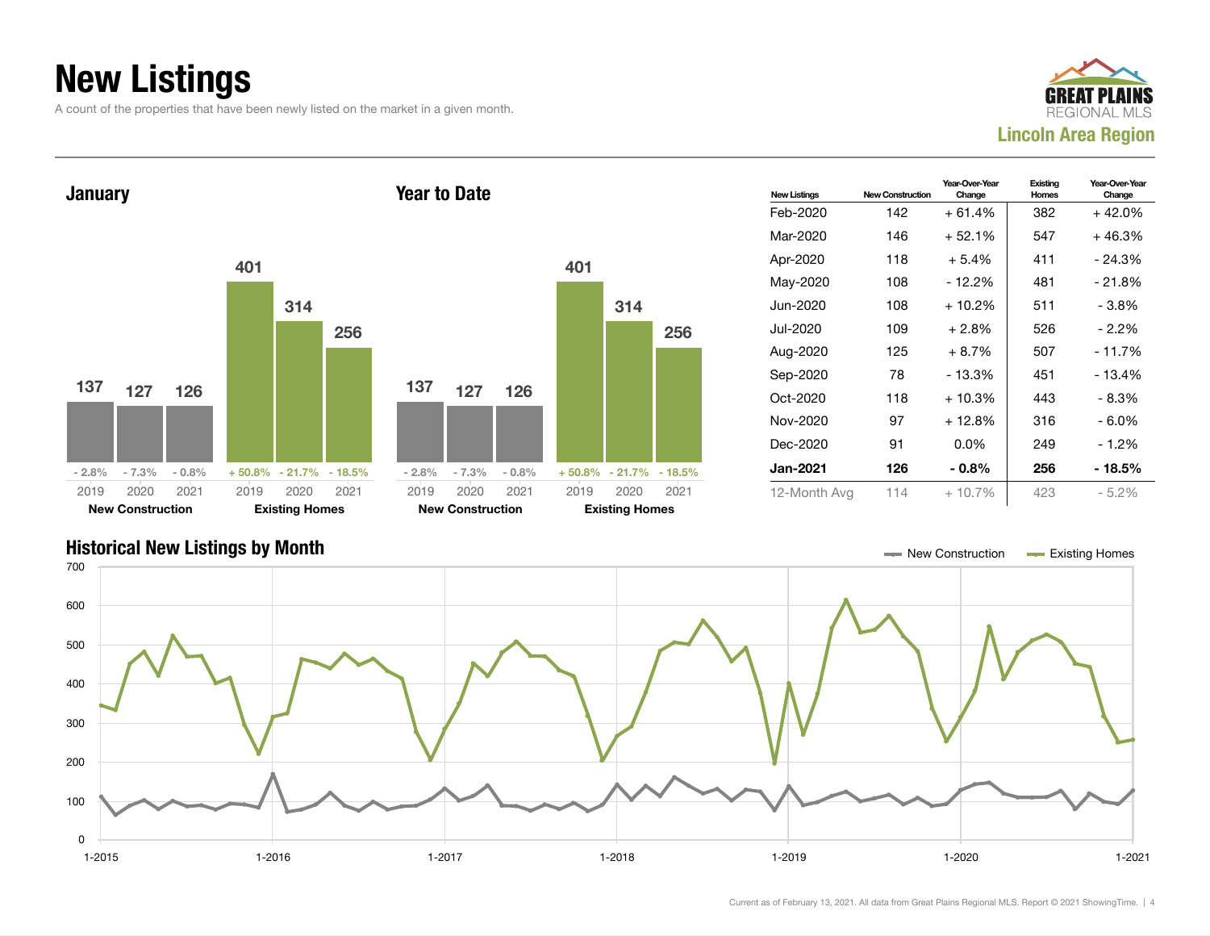# New Listings

A count of the properties that have been newly listed on the market in a given month.

GREAT PLAINS REGIONAL MLS

**Lincoln Area Region**

## January

| | 2019 | 2020 | 2021 |
|---|---|---|---|
| **New Construction** | 137 | 127 | 126 |
| Change | - 2.8% | - 7.3% | - 0.8% |
| **Existing Homes** | 401 | 314 | 256 |
| Change | + 50.8% | - 21.7% | - 18.5% |

## Year to Date

| | 2019 | 2020 | 2021 |
|---|---|---|---|
| **New Construction** | 137 | 127 | 126 |
| Change | - 2.8% | - 7.3% | - 0.8% |
| **Existing Homes** | 401 | 314 | 256 |
| Change | + 50.8% | - 21.7% | - 18.5% |

| New Listings | New Construction | Year-Over-Year Change | Existing Homes | Year-Over-Year Change |
|---|---|---|---|---|
| Feb-2020 | 142 | + 61.4% | 382 | + 42.0% |
| Mar-2020 | 146 | + 52.1% | 547 | + 46.3% |
| Apr-2020 | 118 | + 5.4% | 411 | - 24.3% |
| May-2020 | 108 | - 12.2% | 481 | - 21.8% |
| Jun-2020 | 108 | + 10.2% | 511 | - 3.8% |
| Jul-2020 | 109 | + 2.8% | 526 | - 2.2% |
| Aug-2020 | 125 | + 8.7% | 507 | - 11.7% |
| Sep-2020 | 78 | - 13.3% | 451 | - 13.4% |
| Oct-2020 | 118 | + 10.3% | 443 | - 8.3% |
| Nov-2020 | 97 | + 12.8% | 316 | - 6.0% |
| Dec-2020 | 91 | 0.0% | 249 | - 1.2% |
| **Jan-2021** | **126** | **- 0.8%** | **256** | **- 18.5%** |
| 12-Month Avg | 114 | + 10.7% | 423 | - 5.2% |

## Historical New Listings by Month

New Construction — Existing Homes

Current as of February 13, 2021. All data from Great Plains Regional MLS. Report © 2021 ShowingTime.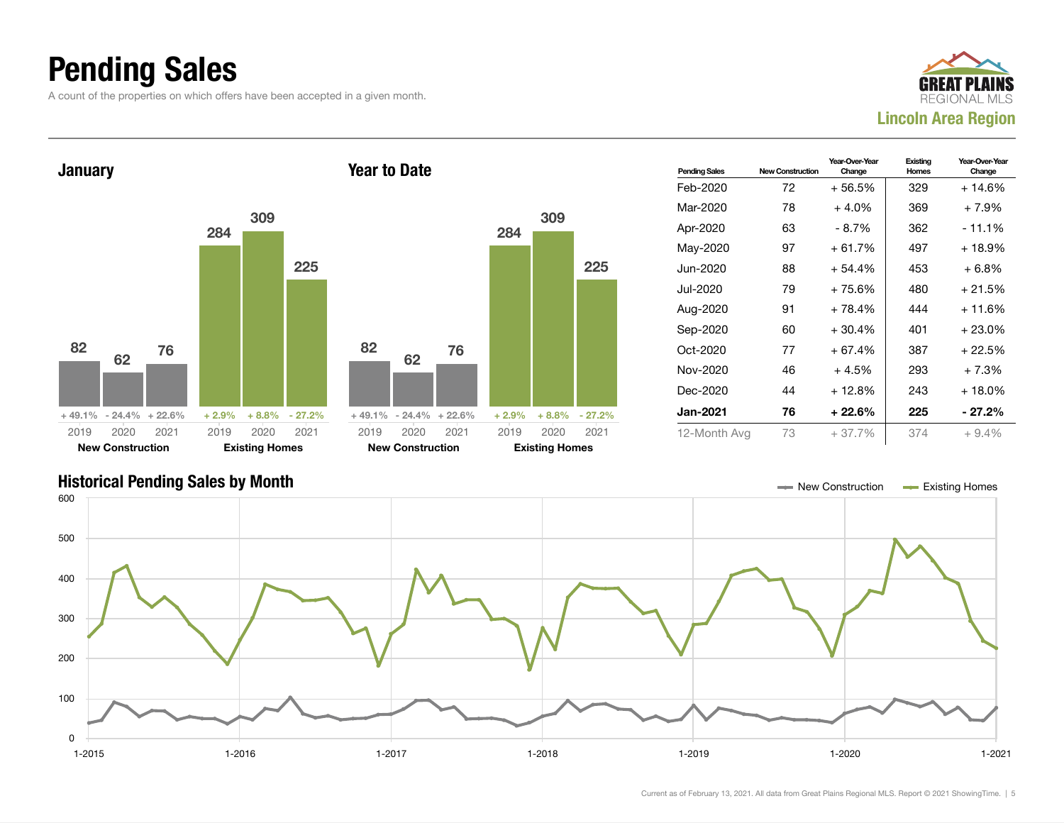# Pending Sales

A count of the properties on which offers have been accepted in a given month.

GREAT PLAINS REGIONAL MLS

**Lincoln Area Region**

## January

| | 2019 | 2020 | 2021 |
|---|---|---|---|
| New Construction | 82 | 62 | 76 |
| Change | + 49.1% | - 24.4% | + 22.6% |
| Existing Homes | 284 | 309 | 225 |
| Change | + 2.9% | + 8.8% | - 27.2% |

## Year to Date

| | 2019 | 2020 | 2021 |
|---|---|---|---|
| New Construction | 82 | 62 | 76 |
| Change | + 49.1% | - 24.4% | + 22.6% |
| Existing Homes | 284 | 309 | 225 |
| Change | + 2.9% | + 8.8% | - 27.2% |

| Pending Sales | New Construction | Year-Over-Year Change | Existing Homes | Year-Over-Year Change |
|---|---|---|---|---|
| Feb-2020 | 72 | + 56.5% | 329 | + 14.6% |
| Mar-2020 | 78 | + 4.0% | 369 | + 7.9% |
| Apr-2020 | 63 | - 8.7% | 362 | - 11.1% |
| May-2020 | 97 | + 61.7% | 497 | + 18.9% |
| Jun-2020 | 88 | + 54.4% | 453 | + 6.8% |
| Jul-2020 | 79 | + 75.6% | 480 | + 21.5% |
| Aug-2020 | 91 | + 78.4% | 444 | + 11.6% |
| Sep-2020 | 60 | + 30.4% | 401 | + 23.0% |
| Oct-2020 | 77 | + 67.4% | 387 | + 22.5% |
| Nov-2020 | 46 | + 4.5% | 293 | + 7.3% |
| Dec-2020 | 44 | + 12.8% | 243 | + 18.0% |
| **Jan-2021** | **76** | **+ 22.6%** | **225** | **- 27.2%** |
| 12-Month Avg | 73 | + 37.7% | 374 | + 9.4% |

## Historical Pending Sales by Month

Legend: New Construction, Existing Homes

Current as of February 13, 2021. All data from Great Plains Regional MLS. Report © 2021 ShowingTime.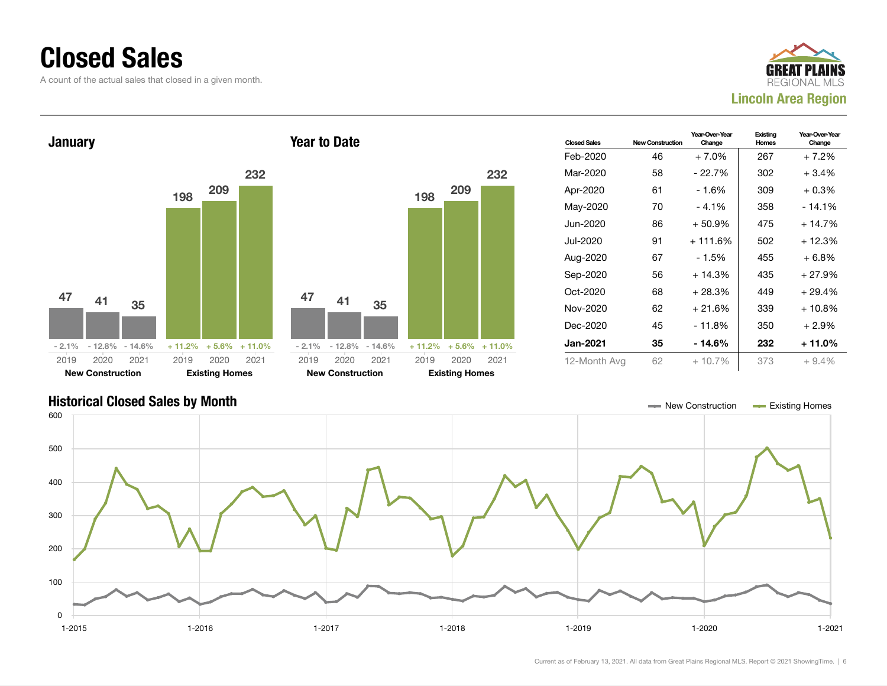# Closed Sales

A count of the actual sales that closed in a given month.

GREAT PLAINS REGIONAL MLS

**Lincoln Area Region**

## January

| | 2019 | 2020 | 2021 |
|---|---|---|---|
| New Construction | 47 | 41 | 35 |
| Change | - 2.1% | - 12.8% | - 14.6% |
| Existing Homes | 198 | 209 | 232 |
| Change | + 11.2% | + 5.6% | + 11.0% |

## Year to Date

| | 2019 | 2020 | 2021 |
|---|---|---|---|
| New Construction | 47 | 41 | 35 |
| Change | - 2.1% | - 12.8% | - 14.6% |
| Existing Homes | 198 | 209 | 232 |
| Change | + 11.2% | + 5.6% | + 11.0% |

| Closed Sales | New Construction | Year-Over-Year Change | Existing Homes | Year-Over-Year Change |
|---|---|---|---|---|
| Feb-2020 | 46 | + 7.0% | 267 | + 7.2% |
| Mar-2020 | 58 | - 22.7% | 302 | + 3.4% |
| Apr-2020 | 61 | - 1.6% | 309 | + 0.3% |
| May-2020 | 70 | - 4.1% | 358 | - 14.1% |
| Jun-2020 | 86 | + 50.9% | 475 | + 14.7% |
| Jul-2020 | 91 | + 111.6% | 502 | + 12.3% |
| Aug-2020 | 67 | - 1.5% | 455 | + 6.8% |
| Sep-2020 | 56 | + 14.3% | 435 | + 27.9% |
| Oct-2020 | 68 | + 28.3% | 449 | + 29.4% |
| Nov-2020 | 62 | + 21.6% | 339 | + 10.8% |
| Dec-2020 | 45 | - 11.8% | 350 | + 2.9% |
| **Jan-2021** | **35** | **- 14.6%** | **232** | **+ 11.0%** |
| 12-Month Avg | 62 | + 10.7% | 373 | + 9.4% |

## Historical Closed Sales by Month

New Construction — Existing Homes

Current as of February 13, 2021. All data from Great Plains Regional MLS. Report © 2021 ShowingTime.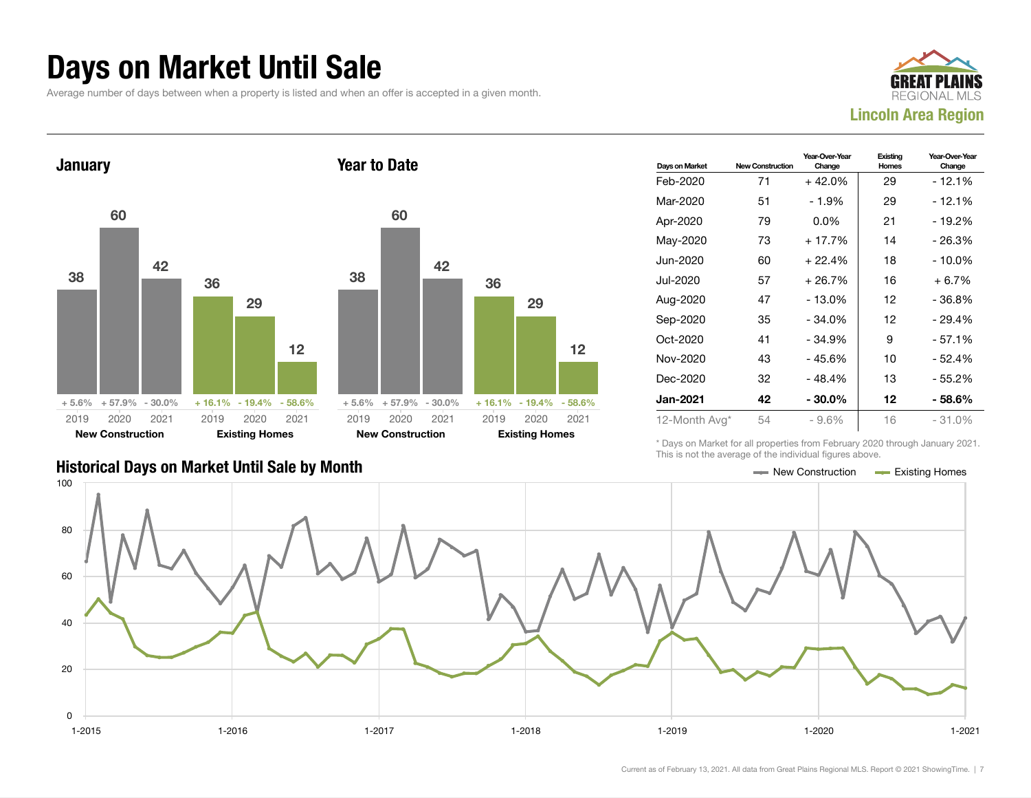# Days on Market Until Sale

Average number of days between when a property is listed and when an offer is accepted in a given month.

GREAT PLAINS REGIONAL MLS

**Lincoln Area Region**

### January

| | 2019 | 2020 | 2021 |
|---|---|---|---|
| **New Construction** | 38 (+ 5.6%) | 60 (+ 57.9%) | 42 (- 30.0%) |
| **Existing Homes** | 36 (+ 16.1%) | 29 (- 19.4%) | 12 (- 58.6%) |

### Year to Date

| | 2019 | 2020 | 2021 |
|---|---|---|---|
| **New Construction** | 38 (+ 5.6%) | 60 (+ 57.9%) | 42 (- 30.0%) |
| **Existing Homes** | 36 (+ 16.1%) | 29 (- 19.4%) | 12 (- 58.6%) |

| Days on Market | New Construction | Year-Over-Year Change | Existing Homes | Year-Over-Year Change |
|---|---|---|---|---|
| Feb-2020 | 71 | + 42.0% | 29 | - 12.1% |
| Mar-2020 | 51 | - 1.9% | 29 | - 12.1% |
| Apr-2020 | 79 | 0.0% | 21 | - 19.2% |
| May-2020 | 73 | + 17.7% | 14 | - 26.3% |
| Jun-2020 | 60 | + 22.4% | 18 | - 10.0% |
| Jul-2020 | 57 | + 26.7% | 16 | + 6.7% |
| Aug-2020 | 47 | - 13.0% | 12 | - 36.8% |
| Sep-2020 | 35 | - 34.0% | 12 | - 29.4% |
| Oct-2020 | 41 | - 34.9% | 9 | - 57.1% |
| Nov-2020 | 43 | - 45.6% | 10 | - 52.4% |
| Dec-2020 | 32 | - 48.4% | 13 | - 55.2% |
| **Jan-2021** | **42** | **- 30.0%** | **12** | **- 58.6%** |
| 12-Month Avg* | 54 | - 9.6% | 16 | - 31.0% |

\* Days on Market for all properties from February 2020 through January 2021. This is not the average of the individual figures above.

### Historical Days on Market Until Sale by Month

New Construction — Existing Homes

Current as of February 13, 2021. All data from Great Plains Regional MLS. Report © 2021 ShowingTime.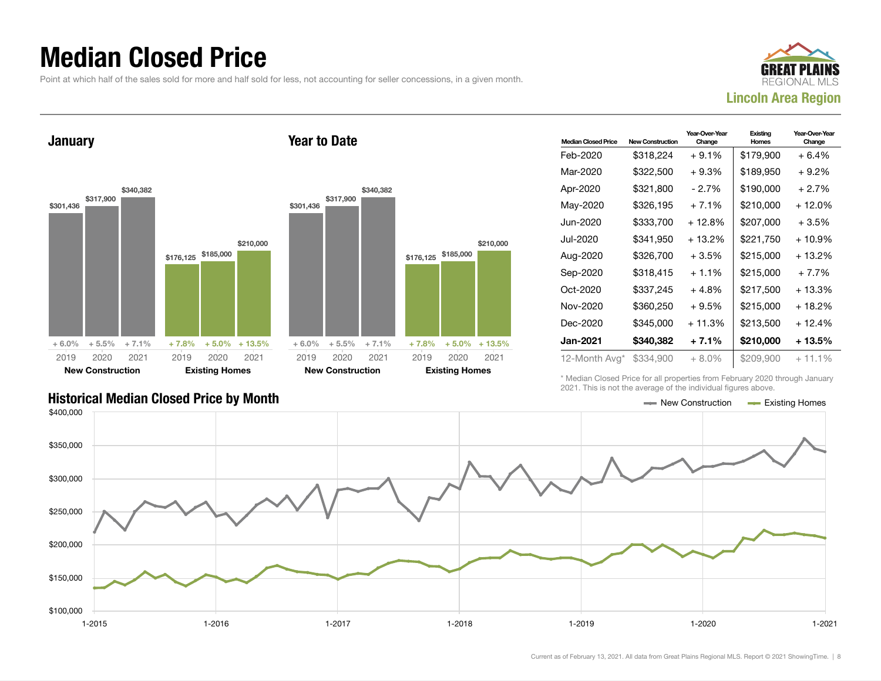# Median Closed Price

Point at which half of the sales sold for more and half sold for less, not accounting for seller concessions, in a given month.

GREAT PLAINS REGIONAL MLS

**Lincoln Area Region**

## January

| | 2019 | 2020 | 2021 |
|---|---|---|---|
| New Construction | $301,436 | $317,900 | $340,382 |
| Change | + 6.0% | + 5.5% | + 7.1% |
| Existing Homes | $176,125 | $185,000 | $210,000 |
| Change | + 7.8% | + 5.0% | + 13.5% |

## Year to Date

| | 2019 | 2020 | 2021 |
|---|---|---|---|
| New Construction | $301,436 | $317,900 | $340,382 |
| Change | + 6.0% | + 5.5% | + 7.1% |
| Existing Homes | $176,125 | $185,000 | $210,000 |
| Change | + 7.8% | + 5.0% | + 13.5% |

| Median Closed Price | New Construction | Year-Over-Year Change | Existing Homes | Year-Over-Year Change |
|---|---|---|---|---|
| Feb-2020 | $318,224 | + 9.1% | $179,900 | + 6.4% |
| Mar-2020 | $322,500 | + 9.3% | $189,950 | + 9.2% |
| Apr-2020 | $321,800 | - 2.7% | $190,000 | + 2.7% |
| May-2020 | $326,195 | + 7.1% | $210,000 | + 12.0% |
| Jun-2020 | $333,700 | + 12.8% | $207,000 | + 3.5% |
| Jul-2020 | $341,950 | + 13.2% | $221,750 | + 10.9% |
| Aug-2020 | $326,700 | + 3.5% | $215,000 | + 13.2% |
| Sep-2020 | $318,415 | + 1.1% | $215,000 | + 7.7% |
| Oct-2020 | $337,245 | + 4.8% | $217,500 | + 13.3% |
| Nov-2020 | $360,250 | + 9.5% | $215,000 | + 18.2% |
| Dec-2020 | $345,000 | + 11.3% | $213,500 | + 12.4% |
| **Jan-2021** | **$340,382** | **+ 7.1%** | **$210,000** | **+ 13.5%** |
| 12-Month Avg* | $334,900 | + 8.0% | $209,900 | + 11.1% |

\* Median Closed Price for all properties from February 2020 through January 2021. This is not the average of the individual figures above.

## Historical Median Closed Price by Month

New Construction — Existing Homes

Current as of February 13, 2021. All data from Great Plains Regional MLS. Report © 2021 ShowingTime.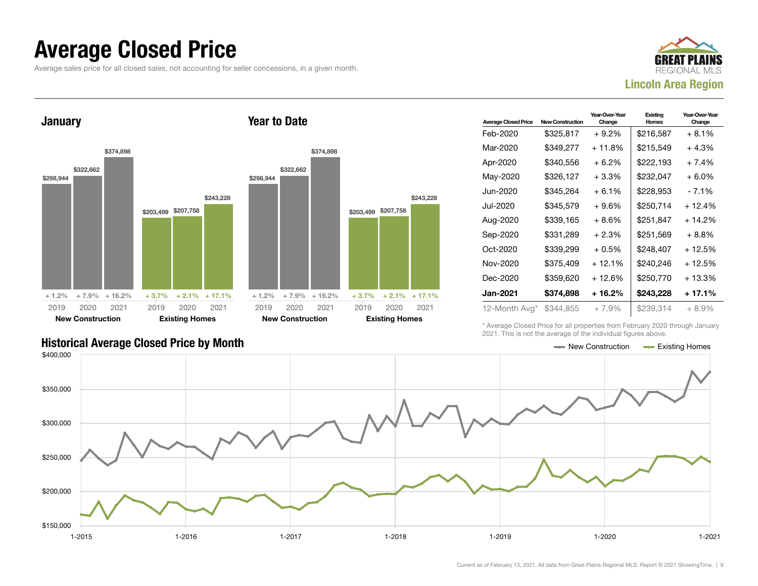# Average Closed Price

Average sales price for all closed sales, not accounting for seller concessions, in a given month.

GREAT PLAINS REGIONAL MLS
**Lincoln Area Region**

### January

| | 2019 | 2020 | 2021 |
|---|---|---|---|
| New Construction | $298,944 | $322,662 | $374,898 |
| | + 1.2% | + 7.9% | + 16.2% |
| Existing Homes | $203,499 | $207,758 | $243,228 |
| | + 3.7% | + 2.1% | + 17.1% |

### Year to Date

| | 2019 | 2020 | 2021 |
|---|---|---|---|
| New Construction | $298,944 | $322,662 | $374,898 |
| | + 1.2% | + 7.9% | + 16.2% |
| Existing Homes | $203,499 | $207,758 | $243,228 |
| | + 3.7% | + 2.1% | + 17.1% |

| Average Closed Price | New Construction | Year-Over-Year Change | Existing Homes | Year-Over-Year Change |
|---|---|---|---|---|
| Feb-2020 | $325,817 | + 9.2% | $216,587 | + 8.1% |
| Mar-2020 | $349,277 | + 11.8% | $215,549 | + 4.3% |
| Apr-2020 | $340,556 | + 6.2% | $222,193 | + 7.4% |
| May-2020 | $326,127 | + 3.3% | $232,047 | + 6.0% |
| Jun-2020 | $345,264 | + 6.1% | $228,953 | - 7.1% |
| Jul-2020 | $345,579 | + 9.6% | $250,714 | + 12.4% |
| Aug-2020 | $339,165 | + 8.6% | $251,847 | + 14.2% |
| Sep-2020 | $331,289 | + 2.3% | $251,569 | + 8.8% |
| Oct-2020 | $339,299 | + 0.5% | $248,407 | + 12.5% |
| Nov-2020 | $375,409 | + 12.1% | $240,246 | + 12.5% |
| Dec-2020 | $359,620 | + 12.6% | $250,770 | + 13.3% |
| **Jan-2021** | **$374,898** | **+ 16.2%** | **$243,228** | **+ 17.1%** |
| 12-Month Avg* | $344,855 | + 7.9% | $239,314 | + 8.9% |

\* Average Closed Price for all properties from February 2020 through January 2021. This is not the average of the individual figures above.

### Historical Average Closed Price by Month

New Construction — Existing Homes

Current as of February 13, 2021. All data from Great Plains Regional MLS. Report © 2021 ShowingTime.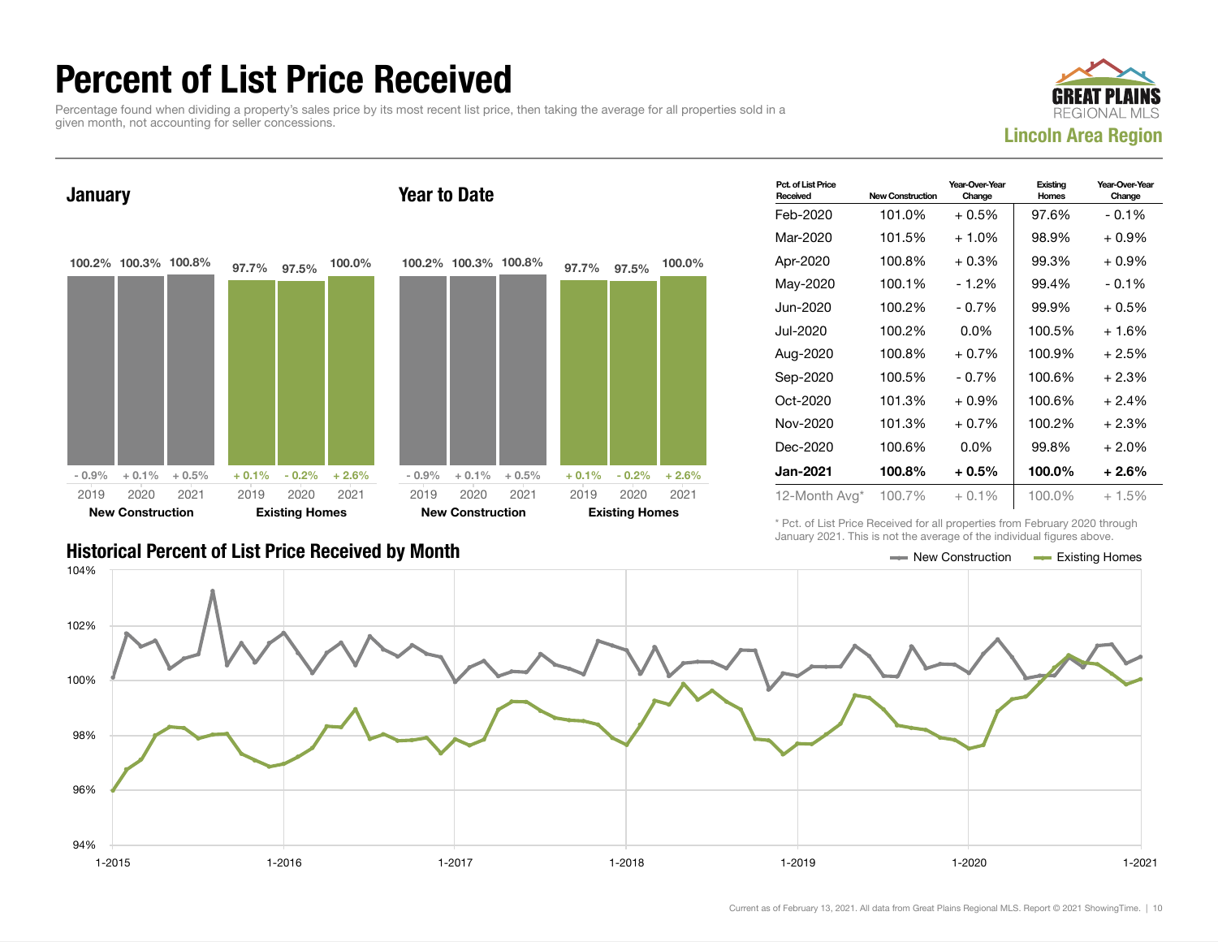# Percent of List Price Received

Percentage found when dividing a property's sales price by its most recent list price, then taking the average for all properties sold in a given month, not accounting for seller concessions.

GREAT PLAINS REGIONAL MLS

**Lincoln Area Region**

## January

| | 2019 | 2020 | 2021 |
|---|---|---|---|
| New Construction | 100.2% | 100.3% | 100.8% |
| Change | - 0.9% | + 0.1% | + 0.5% |
| Existing Homes | 97.7% | 97.5% | 100.0% |
| Change | + 0.1% | - 0.2% | + 2.6% |

## Year to Date

| | 2019 | 2020 | 2021 |
|---|---|---|---|
| New Construction | 100.2% | 100.3% | 100.8% |
| Change | - 0.9% | + 0.1% | + 0.5% |
| Existing Homes | 97.7% | 97.5% | 100.0% |
| Change | + 0.1% | - 0.2% | + 2.6% |

| Pct. of List Price Received | New Construction | Year-Over-Year Change | Existing Homes | Year-Over-Year Change |
|---|---|---|---|---|
| Feb-2020 | 101.0% | + 0.5% | 97.6% | - 0.1% |
| Mar-2020 | 101.5% | + 1.0% | 98.9% | + 0.9% |
| Apr-2020 | 100.8% | + 0.3% | 99.3% | + 0.9% |
| May-2020 | 100.1% | - 1.2% | 99.4% | - 0.1% |
| Jun-2020 | 100.2% | - 0.7% | 99.9% | + 0.5% |
| Jul-2020 | 100.2% | 0.0% | 100.5% | + 1.6% |
| Aug-2020 | 100.8% | + 0.7% | 100.9% | + 2.5% |
| Sep-2020 | 100.5% | - 0.7% | 100.6% | + 2.3% |
| Oct-2020 | 101.3% | + 0.9% | 100.6% | + 2.4% |
| Nov-2020 | 101.3% | + 0.7% | 100.2% | + 2.3% |
| Dec-2020 | 100.6% | 0.0% | 99.8% | + 2.0% |
| **Jan-2021** | **100.8%** | **+ 0.5%** | **100.0%** | **+ 2.6%** |
| 12-Month Avg* | 100.7% | + 0.1% | 100.0% | + 1.5% |

\* Pct. of List Price Received for all properties from February 2020 through January 2021. This is not the average of the individual figures above.

## Historical Percent of List Price Received by Month

Legend: New Construction, Existing Homes

Current as of February 13, 2021. All data from Great Plains Regional MLS. Report © 2021 ShowingTime.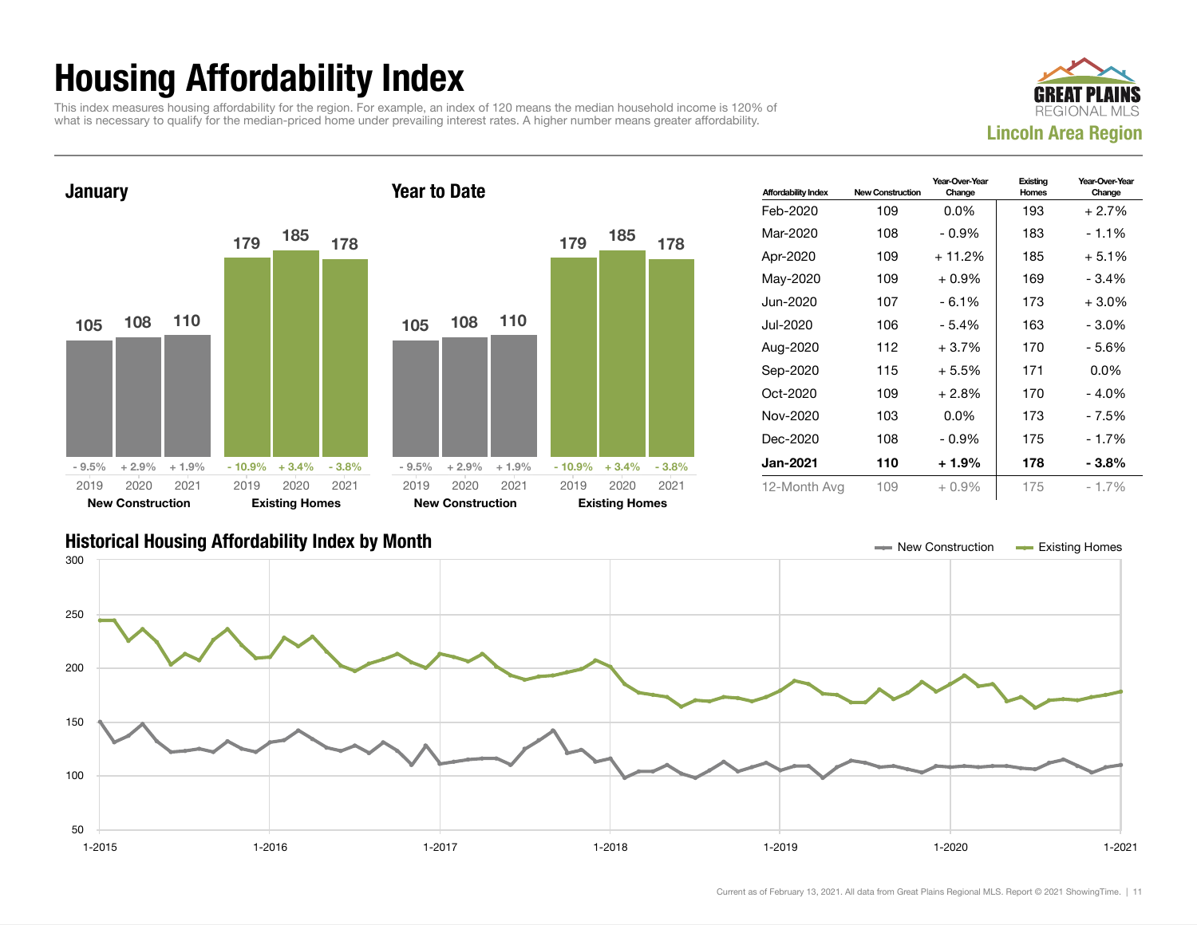# Housing Affordability Index

This index measures housing affordability for the region. For example, an index of 120 means the median household income is 120% of what is necessary to qualify for the median-priced home under prevailing interest rates. A higher number means greater affordability.

GREAT PLAINS REGIONAL MLS

**Lincoln Area Region**

## January

| | 2019 | 2020 | 2021 |
|---|---|---|---|
| New Construction | 105 | 108 | 110 |
| Change | - 9.5% | + 2.9% | + 1.9% |
| Existing Homes | 179 | 185 | 178 |
| Change | - 10.9% | + 3.4% | - 3.8% |

## Year to Date

| | 2019 | 2020 | 2021 |
|---|---|---|---|
| New Construction | 105 | 108 | 110 |
| Change | - 9.5% | + 2.9% | + 1.9% |
| Existing Homes | 179 | 185 | 178 |
| Change | - 10.9% | + 3.4% | - 3.8% |

| Affordability Index | New Construction | Year-Over-Year Change | Existing Homes | Year-Over-Year Change |
|---|---|---|---|---|
| Feb-2020 | 109 | 0.0% | 193 | + 2.7% |
| Mar-2020 | 108 | - 0.9% | 183 | - 1.1% |
| Apr-2020 | 109 | + 11.2% | 185 | + 5.1% |
| May-2020 | 109 | + 0.9% | 169 | - 3.4% |
| Jun-2020 | 107 | - 6.1% | 173 | + 3.0% |
| Jul-2020 | 106 | - 5.4% | 163 | - 3.0% |
| Aug-2020 | 112 | + 3.7% | 170 | - 5.6% |
| Sep-2020 | 115 | + 5.5% | 171 | 0.0% |
| Oct-2020 | 109 | + 2.8% | 170 | - 4.0% |
| Nov-2020 | 103 | 0.0% | 173 | - 7.5% |
| Dec-2020 | 108 | - 0.9% | 175 | - 1.7% |
| **Jan-2021** | **110** | **+ 1.9%** | **178** | **- 3.8%** |
| 12-Month Avg | 109 | + 0.9% | 175 | - 1.7% |

## Historical Housing Affordability Index by Month

Current as of February 13, 2021. All data from Great Plains Regional MLS. Report © 2021 ShowingTime.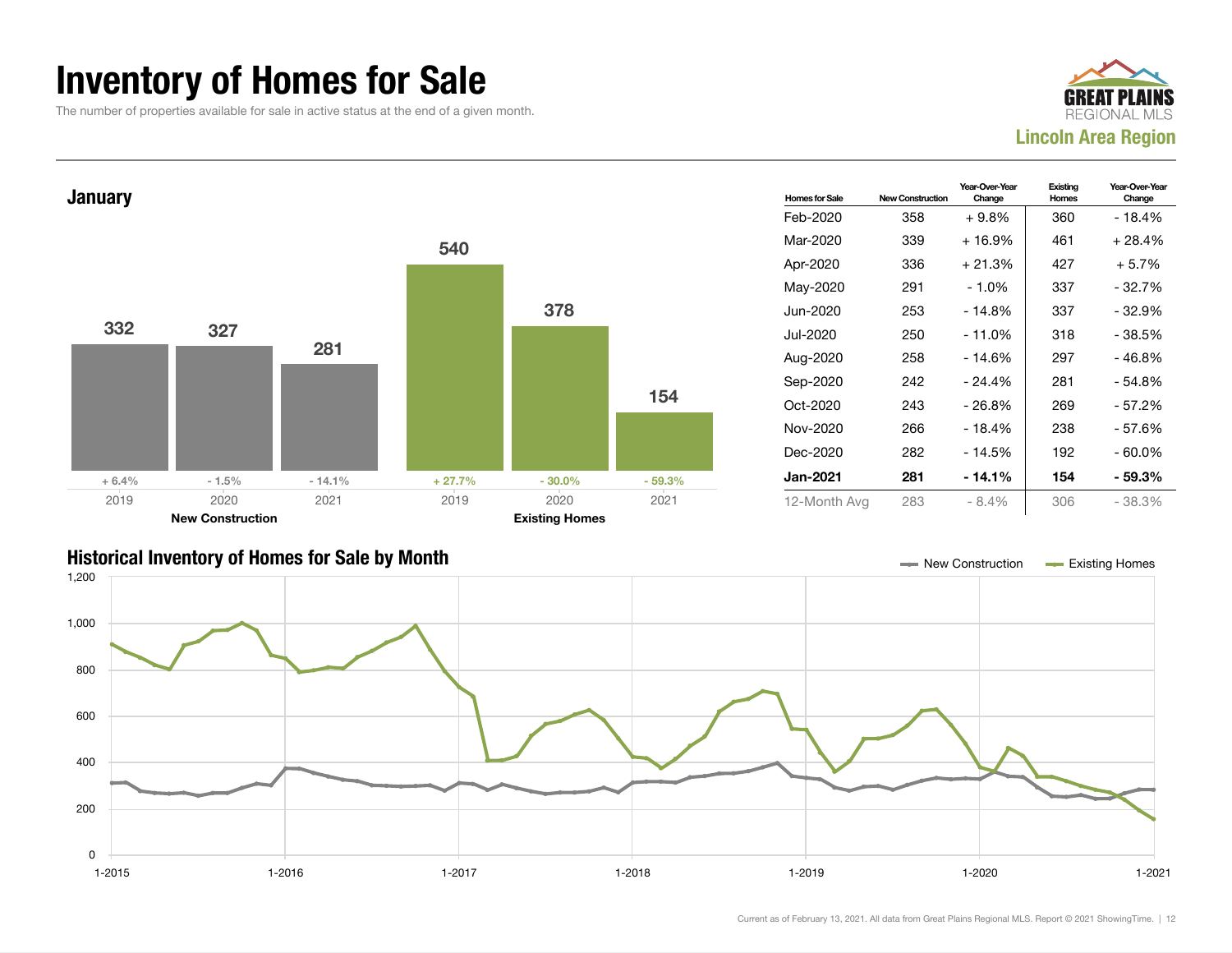# Inventory of Homes for Sale

The number of properties available for sale in active status at the end of a given month.

GREAT PLAINS REGIONAL MLS

**Lincoln Area Region**

## January

| | 2019 | 2020 | 2021 |
|---|---|---|---|
| **New Construction** | 332 | 327 | 281 |
| | + 6.4% | - 1.5% | - 14.1% |
| **Existing Homes** | 540 | 378 | 154 |
| | + 27.7% | - 30.0% | - 59.3% |

| Homes for Sale | New Construction | Year-Over-Year Change | Existing Homes | Year-Over-Year Change |
|---|---|---|---|---|
| Feb-2020 | 358 | + 9.8% | 360 | - 18.4% |
| Mar-2020 | 339 | + 16.9% | 461 | + 28.4% |
| Apr-2020 | 336 | + 21.3% | 427 | + 5.7% |
| May-2020 | 291 | - 1.0% | 337 | - 32.7% |
| Jun-2020 | 253 | - 14.8% | 337 | - 32.9% |
| Jul-2020 | 250 | - 11.0% | 318 | - 38.5% |
| Aug-2020 | 258 | - 14.6% | 297 | - 46.8% |
| Sep-2020 | 242 | - 24.4% | 281 | - 54.8% |
| Oct-2020 | 243 | - 26.8% | 269 | - 57.2% |
| Nov-2020 | 266 | - 18.4% | 238 | - 57.6% |
| Dec-2020 | 282 | - 14.5% | 192 | - 60.0% |
| **Jan-2021** | **281** | **- 14.1%** | **154** | **- 59.3%** |
| 12-Month Avg | 283 | - 8.4% | 306 | - 38.3% |

## Historical Inventory of Homes for Sale by Month

Legend: New Construction, Existing Homes

Y-axis: 0, 200, 400, 600, 800, 1,000, 1,200

X-axis: 1-2015, 1-2016, 1-2017, 1-2018, 1-2019, 1-2020, 1-2021

Current as of February 13, 2021. All data from Great Plains Regional MLS. Report © 2021 ShowingTime.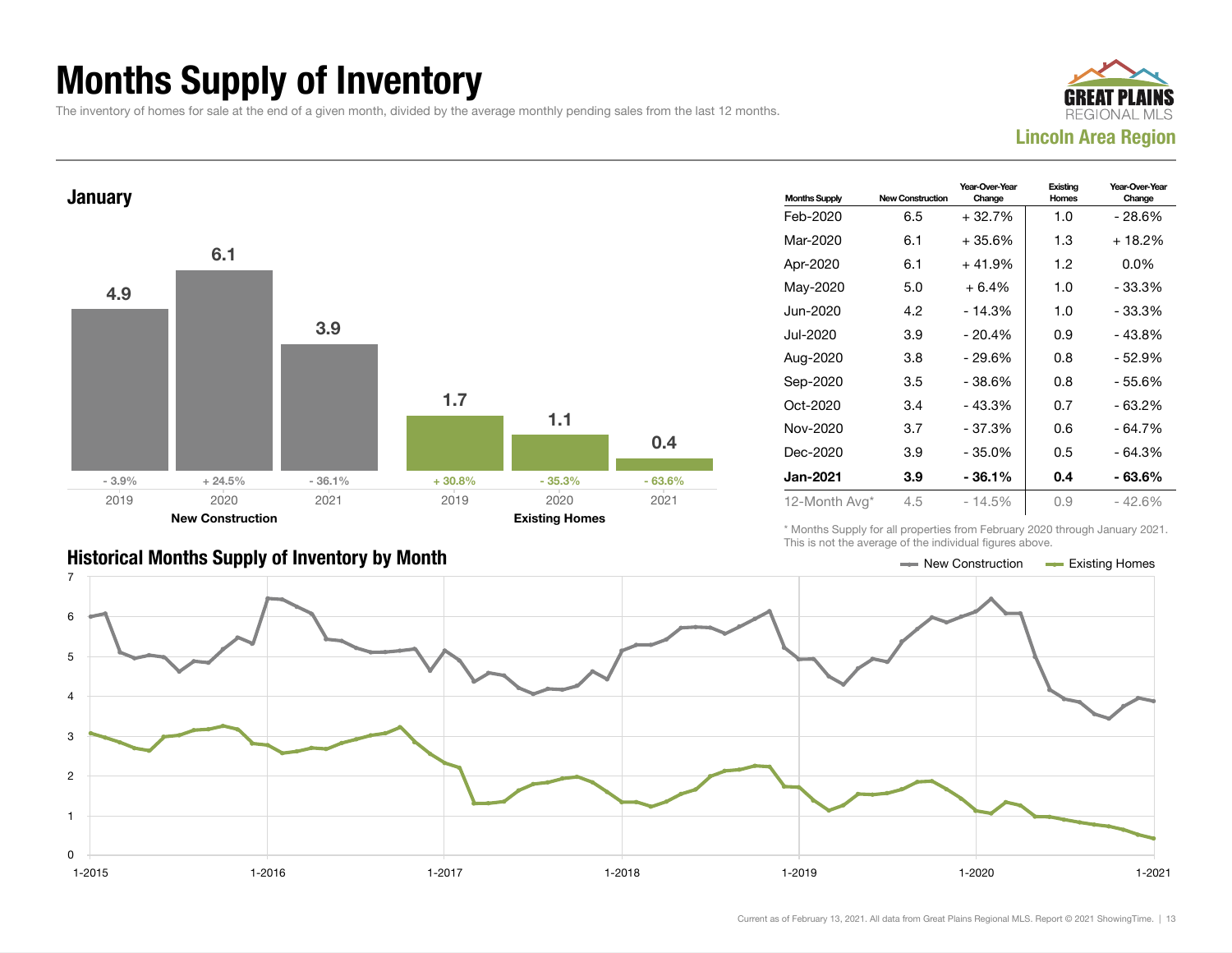# Months Supply of Inventory

The inventory of homes for sale at the end of a given month, divided by the average monthly pending sales from the last 12 months.

**GREAT PLAINS REGIONAL MLS**
**Lincoln Area Region**

## January

| | 2019 | 2020 | 2021 |
|---|---|---|---|
| **New Construction** | 4.9 | 6.1 | 3.9 |
| Change | - 3.9% | + 24.5% | - 36.1% |
| **Existing Homes** | 1.7 | 1.1 | 0.4 |
| Change | + 30.8% | - 35.3% | - 63.6% |

| Months Supply | New Construction | Year-Over-Year Change | Existing Homes | Year-Over-Year Change |
|---|---|---|---|---|
| Feb-2020 | 6.5 | + 32.7% | 1.0 | - 28.6% |
| Mar-2020 | 6.1 | + 35.6% | 1.3 | + 18.2% |
| Apr-2020 | 6.1 | + 41.9% | 1.2 | 0.0% |
| May-2020 | 5.0 | + 6.4% | 1.0 | - 33.3% |
| Jun-2020 | 4.2 | - 14.3% | 1.0 | - 33.3% |
| Jul-2020 | 3.9 | - 20.4% | 0.9 | - 43.8% |
| Aug-2020 | 3.8 | - 29.6% | 0.8 | - 52.9% |
| Sep-2020 | 3.5 | - 38.6% | 0.8 | - 55.6% |
| Oct-2020 | 3.4 | - 43.3% | 0.7 | - 63.2% |
| Nov-2020 | 3.7 | - 37.3% | 0.6 | - 64.7% |
| Dec-2020 | 3.9 | - 35.0% | 0.5 | - 64.3% |
| **Jan-2021** | **3.9** | **- 36.1%** | **0.4** | **- 63.6%** |
| 12-Month Avg* | 4.5 | - 14.5% | 0.9 | - 42.6% |

\* Months Supply for all properties from February 2020 through January 2021. This is not the average of the individual figures above.

## Historical Months Supply of Inventory by Month

New Construction — Existing Homes

Current as of February 13, 2021. All data from Great Plains Regional MLS. Report © 2021 ShowingTime.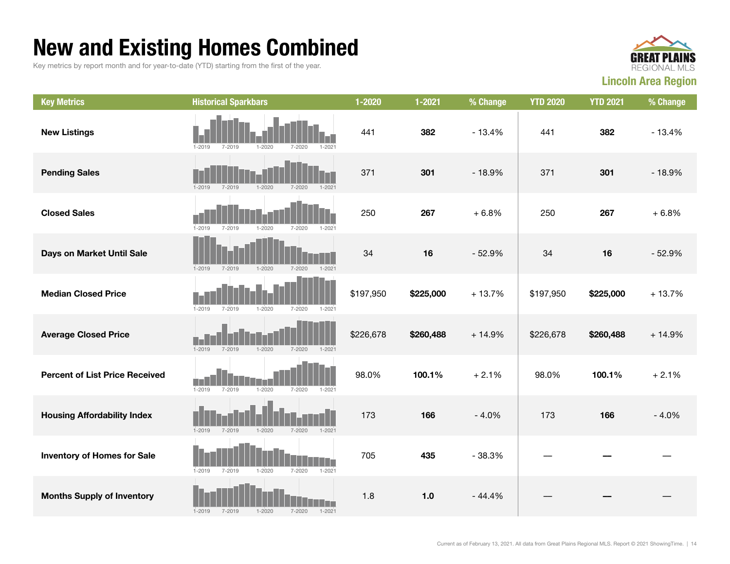# New and Existing Homes Combined

Key metrics by report month and for year-to-date (YTD) starting from the first of the year.

GREAT PLAINS REGIONAL MLS

**Lincoln Area Region**

| Key Metrics | Historical Sparkbars | 1-2020 | 1-2021 | % Change | YTD 2020 | YTD 2021 | % Change |
|---|---|---|---|---|---|---|---|
| **New Listings** | 1-2019 7-2019 1-2020 7-2020 1-2021 | 441 | **382** | - 13.4% | 441 | **382** | - 13.4% |
| **Pending Sales** | 1-2019 7-2019 1-2020 7-2020 1-2021 | 371 | **301** | - 18.9% | 371 | **301** | - 18.9% |
| **Closed Sales** | 1-2019 7-2019 1-2020 7-2020 1-2021 | 250 | **267** | + 6.8% | 250 | **267** | + 6.8% |
| **Days on Market Until Sale** | 1-2019 7-2019 1-2020 7-2020 1-2021 | 34 | **16** | - 52.9% | 34 | **16** | - 52.9% |
| **Median Closed Price** | 1-2019 7-2019 1-2020 7-2020 1-2021 | $197,950 | **$225,000** | + 13.7% | $197,950 | **$225,000** | + 13.7% |
| **Average Closed Price** | 1-2019 7-2019 1-2020 7-2020 1-2021 | $226,678 | **$260,488** | + 14.9% | $226,678 | **$260,488** | + 14.9% |
| **Percent of List Price Received** | 1-2019 7-2019 1-2020 7-2020 1-2021 | 98.0% | **100.1%** | + 2.1% | 98.0% | **100.1%** | + 2.1% |
| **Housing Affordability Index** | 1-2019 7-2019 1-2020 7-2020 1-2021 | 173 | **166** | - 4.0% | 173 | **166** | - 4.0% |
| **Inventory of Homes for Sale** | 1-2019 7-2019 1-2020 7-2020 1-2021 | 705 | **435** | - 38.3% | — | **—** | — |
| **Months Supply of Inventory** | 1-2019 7-2019 1-2020 7-2020 1-2021 | 1.8 | **1.0** | - 44.4% | — | **—** | — |

Current as of February 13, 2021. All data from Great Plains Regional MLS. Report © 2021 ShowingTime.